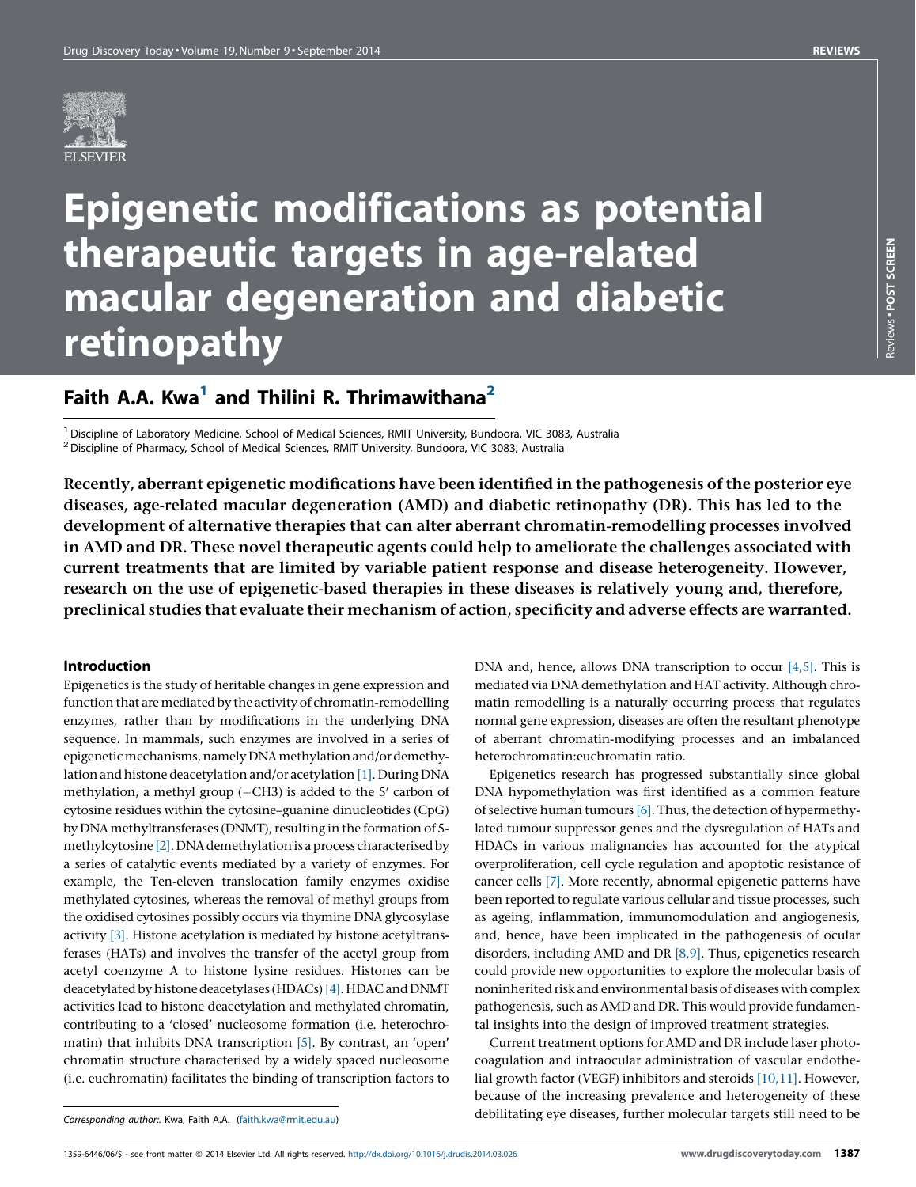# Epigenetic modifications as potential therapeutic targets in age-related macular degeneration and diabetic retinopathy

## Faith A.A. Kwa[1] and Thilini R. Thrimawithana[2]

[1] Discipline of Laboratory Medicine, School of Medical Sciences, RMIT University, Bundoora, VIC 3083, Australia
[2] Discipline of Pharmacy, School of Medical Sciences, RMIT University, Bundoora, VIC 3083, Australia

**Recently, aberrant epigenetic modifications have been identified in the pathogenesis of the posterior eye diseases, age-related macular degeneration (AMD) and diabetic retinopathy (DR). This has led to the development of alternative therapies that can alter aberrant chromatin-remodelling processes involved in AMD and DR. These novel therapeutic agents could help to ameliorate the challenges associated with current treatments that are limited by variable patient response and disease heterogeneity. However, research on the use of epigenetic-based therapies in these diseases is relatively young and, therefore, preclinical studies that evaluate their mechanism of action, specificity and adverse effects are warranted.**

### Introduction

Epigenetics is the study of heritable changes in gene expression and function that are mediated by the activity of chromatin-remodelling enzymes, rather than by modifications in the underlying DNA sequence. In mammals, such enzymes are involved in a series of epigenetic mechanisms, namely DNA methylation and/or demethylation and histone deacetylation and/or acetylation [1]. During DNA methylation, a methyl group ($-CH3$) is added to the 5′ carbon of cytosine residues within the cytosine–guanine dinucleotides (CpG) by DNA methyltransferases (DNMT), resulting in the formation of 5-methylcytosine [2]. DNA demethylation is a process characterised by a series of catalytic events mediated by a variety of enzymes. For example, the Ten-eleven translocation family enzymes oxidise methylated cytosines, whereas the removal of methyl groups from the oxidised cytosines possibly occurs via thymine DNA glycosylase activity [3]. Histone acetylation is mediated by histone acetyltransferases (HATs) and involves the transfer of the acetyl group from acetyl coenzyme A to histone lysine residues. Histones can be deacetylated by histone deacetylases (HDACs) [4]. HDAC and DNMT activities lead to histone deacetylation and methylated chromatin, contributing to a 'closed' nucleosome formation (i.e. heterochromatin) that inhibits DNA transcription [5]. By contrast, an 'open' chromatin structure characterised by a widely spaced nucleosome (i.e. euchromatin) facilitates the binding of transcription factors to DNA and, hence, allows DNA transcription to occur [4,5]. This is mediated via DNA demethylation and HAT activity. Although chromatin remodelling is a naturally occurring process that regulates normal gene expression, diseases are often the resultant phenotype of aberrant chromatin-modifying processes and an imbalanced heterochromatin:euchromatin ratio.

Epigenetics research has progressed substantially since global DNA hypomethylation was first identified as a common feature of selective human tumours [6]. Thus, the detection of hypermethylated tumour suppressor genes and the dysregulation of HATs and HDACs in various malignancies has accounted for the atypical overproliferation, cell cycle regulation and apoptotic resistance of cancer cells [7]. More recently, abnormal epigenetic patterns have been reported to regulate various cellular and tissue processes, such as ageing, inflammation, immunomodulation and angiogenesis, and, hence, have been implicated in the pathogenesis of ocular disorders, including AMD and DR [8,9]. Thus, epigenetics research could provide new opportunities to explore the molecular basis of noninherited risk and environmental basis of diseases with complex pathogenesis, such as AMD and DR. This would provide fundamental insights into the design of improved treatment strategies.

Current treatment options for AMD and DR include laser photocoagulation and intraocular administration of vascular endothelial growth factor (VEGF) inhibitors and steroids [10,11]. However, because of the increasing prevalence and heterogeneity of these debilitating eye diseases, further molecular targets still need to be

*Corresponding author:*. Kwa, Faith A.A. (faith.kwa@rmit.edu.au)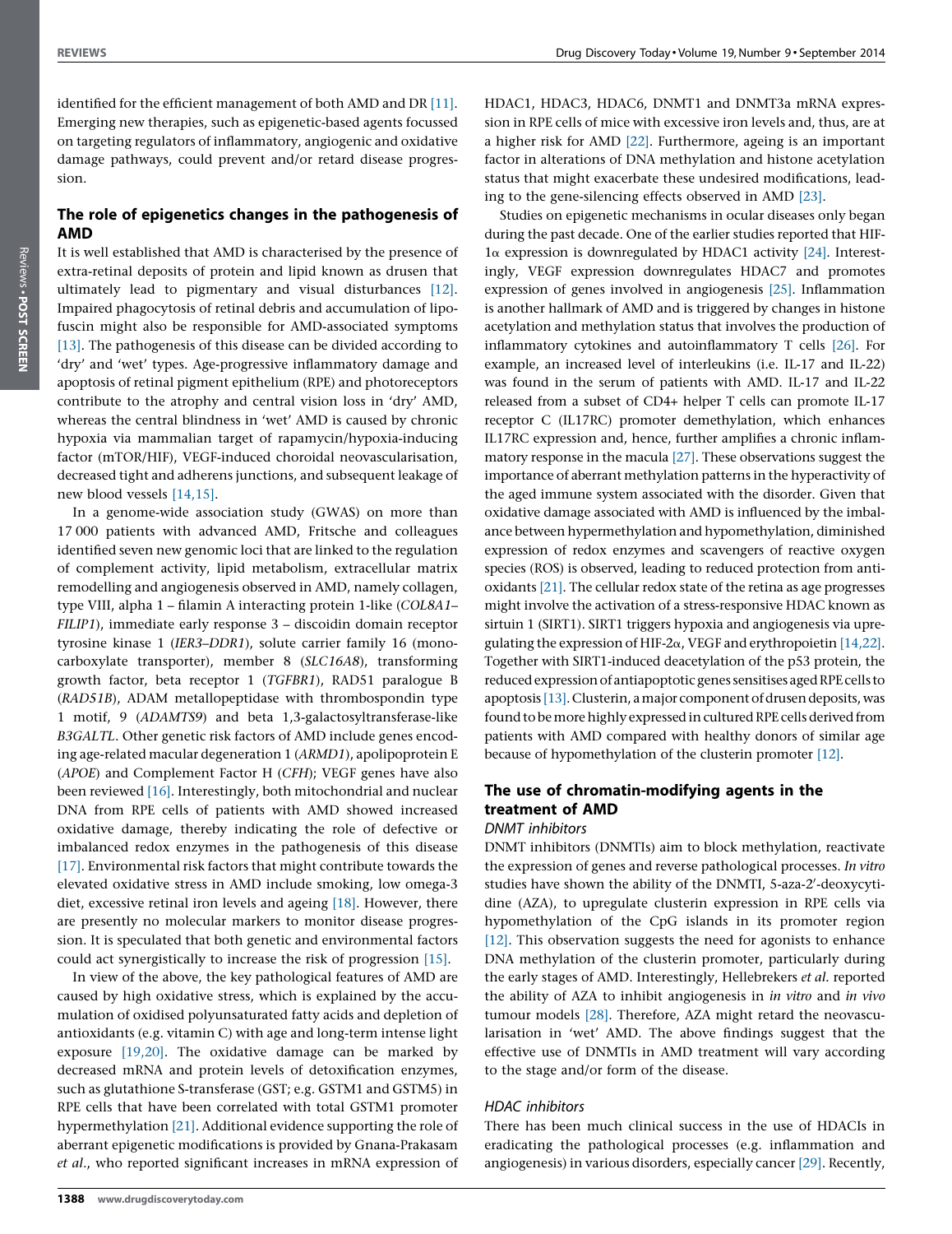identified for the efficient management of both AMD and DR [11]. Emerging new therapies, such as epigenetic-based agents focussed on targeting regulators of inflammatory, angiogenic and oxidative damage pathways, could prevent and/or retard disease progression.

## The role of epigenetics changes in the pathogenesis of AMD

It is well established that AMD is characterised by the presence of extra-retinal deposits of protein and lipid known as drusen that ultimately lead to pigmentary and visual disturbances [12]. Impaired phagocytosis of retinal debris and accumulation of lipofuscin might also be responsible for AMD-associated symptoms [13]. The pathogenesis of this disease can be divided according to 'dry' and 'wet' types. Age-progressive inflammatory damage and apoptosis of retinal pigment epithelium (RPE) and photoreceptors contribute to the atrophy and central vision loss in 'dry' AMD, whereas the central blindness in 'wet' AMD is caused by chronic hypoxia via mammalian target of rapamycin/hypoxia-inducing factor (mTOR/HIF), VEGF-induced choroidal neovascularisation, decreased tight and adherens junctions, and subsequent leakage of new blood vessels [14,15].

In a genome-wide association study (GWAS) on more than 17 000 patients with advanced AMD, Fritsche and colleagues identified seven new genomic loci that are linked to the regulation of complement activity, lipid metabolism, extracellular matrix remodelling and angiogenesis observed in AMD, namely collagen, type VIII, alpha 1 – filamin A interacting protein 1-like (*COL8A1–FILIP1*), immediate early response 3 – discoidin domain receptor tyrosine kinase 1 (*IER3–DDR1*), solute carrier family 16 (monocarboxylate transporter), member 8 (*SLC16A8*), transforming growth factor, beta receptor 1 (*TGFBR1*), RAD51 paralogue B (*RAD51B*), ADAM metallopeptidase with thrombospondin type 1 motif, 9 (*ADAMTS9*) and beta 1,3-galactosyltransferase-like *B3GALTL*. Other genetic risk factors of AMD include genes encoding age-related macular degeneration 1 (*ARMD1*), apolipoprotein E (*APOE*) and Complement Factor H (*CFH*); VEGF genes have also been reviewed [16]. Interestingly, both mitochondrial and nuclear DNA from RPE cells of patients with AMD showed increased oxidative damage, thereby indicating the role of defective or imbalanced redox enzymes in the pathogenesis of this disease [17]. Environmental risk factors that might contribute towards the elevated oxidative stress in AMD include smoking, low omega-3 diet, excessive retinal iron levels and ageing [18]. However, there are presently no molecular markers to monitor disease progression. It is speculated that both genetic and environmental factors could act synergistically to increase the risk of progression [15].

In view of the above, the key pathological features of AMD are caused by high oxidative stress, which is explained by the accumulation of oxidised polyunsaturated fatty acids and depletion of antioxidants (e.g. vitamin C) with age and long-term intense light exposure [19,20]. The oxidative damage can be marked by decreased mRNA and protein levels of detoxification enzymes, such as glutathione S-transferase (GST; e.g. GSTM1 and GSTM5) in RPE cells that have been correlated with total GSTM1 promoter hypermethylation [21]. Additional evidence supporting the role of aberrant epigenetic modifications is provided by Gnana-Prakasam *et al.*, who reported significant increases in mRNA expression of HDAC1, HDAC3, HDAC6, DNMT1 and DNMT3a mRNA expression in RPE cells of mice with excessive iron levels and, thus, are at a higher risk for AMD [22]. Furthermore, ageing is an important factor in alterations of DNA methylation and histone acetylation status that might exacerbate these undesired modifications, leading to the gene-silencing effects observed in AMD [23].

Studies on epigenetic mechanisms in ocular diseases only began during the past decade. One of the earlier studies reported that HIF-1$\alpha$ expression is downregulated by HDAC1 activity [24]. Interestingly, VEGF expression downregulates HDAC7 and promotes expression of genes involved in angiogenesis [25]. Inflammation is another hallmark of AMD and is triggered by changes in histone acetylation and methylation status that involves the production of inflammatory cytokines and autoinflammatory T cells [26]. For example, an increased level of interleukins (i.e. IL-17 and IL-22) was found in the serum of patients with AMD. IL-17 and IL-22 released from a subset of CD4+ helper T cells can promote IL-17 receptor C (IL17RC) promoter demethylation, which enhances IL17RC expression and, hence, further amplifies a chronic inflammatory response in the macula [27]. These observations suggest the importance of aberrant methylation patterns in the hyperactivity of the aged immune system associated with the disorder. Given that oxidative damage associated with AMD is influenced by the imbalance between hypermethylation and hypomethylation, diminished expression of redox enzymes and scavengers of reactive oxygen species (ROS) is observed, leading to reduced protection from antioxidants [21]. The cellular redox state of the retina as age progresses might involve the activation of a stress-responsive HDAC known as sirtuin 1 (SIRT1). SIRT1 triggers hypoxia and angiogenesis via upregulating the expression of HIF-2$\alpha$, VEGF and erythropoietin [14,22]. Together with SIRT1-induced deacetylation of the p53 protein, the reduced expression of antiapoptotic genes sensitises aged RPE cells to apoptosis [13]. Clusterin, a major component of drusen deposits, was found to be more highly expressed in cultured RPE cells derived from patients with AMD compared with healthy donors of similar age because of hypomethylation of the clusterin promoter [12].

## The use of chromatin-modifying agents in the treatment of AMD

### DNMT inhibitors

DNMT inhibitors (DNMTIs) aim to block methylation, reactivate the expression of genes and reverse pathological processes. *In vitro* studies have shown the ability of the DNMTI, 5-aza-2′-deoxycytidine (AZA), to upregulate clusterin expression in RPE cells via hypomethylation of the CpG islands in its promoter region [12]. This observation suggests the need for agonists to enhance DNA methylation of the clusterin promoter, particularly during the early stages of AMD. Interestingly, Hellebrekers *et al.* reported the ability of AZA to inhibit angiogenesis in *in vitro* and *in vivo* tumour models [28]. Therefore, AZA might retard the neovascularisation in 'wet' AMD. The above findings suggest that the effective use of DNMTIs in AMD treatment will vary according to the stage and/or form of the disease.

### HDAC inhibitors

There has been much clinical success in the use of HDACIs in eradicating the pathological processes (e.g. inflammation and angiogenesis) in various disorders, especially cancer [29]. Recently,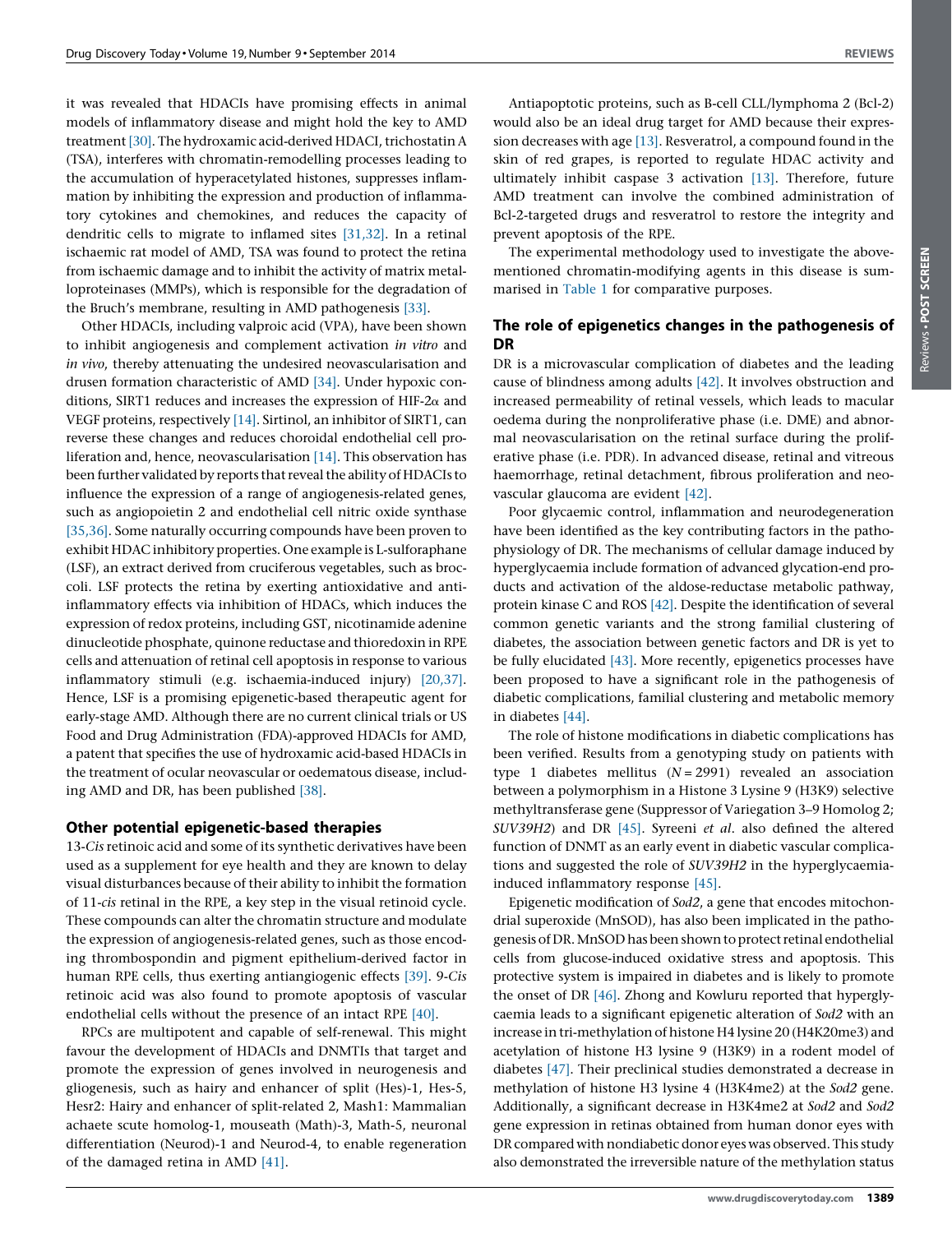it was revealed that HDACIs have promising effects in animal models of inflammatory disease and might hold the key to AMD treatment [30]. The hydroxamic acid-derived HDACI, trichostatin A (TSA), interferes with chromatin-remodelling processes leading to the accumulation of hyperacetylated histones, suppresses inflammation by inhibiting the expression and production of inflammatory cytokines and chemokines, and reduces the capacity of dendritic cells to migrate to inflamed sites [31,32]. In a retinal ischaemic rat model of AMD, TSA was found to protect the retina from ischaemic damage and to inhibit the activity of matrix metalloproteinases (MMPs), which is responsible for the degradation of the Bruch's membrane, resulting in AMD pathogenesis [33].

Other HDACIs, including valproic acid (VPA), have been shown to inhibit angiogenesis and complement activation *in vitro* and *in vivo*, thereby attenuating the undesired neovascularisation and drusen formation characteristic of AMD [34]. Under hypoxic conditions, SIRT1 reduces and increases the expression of HIF-2$\alpha$ and VEGF proteins, respectively [14]. Sirtinol, an inhibitor of SIRT1, can reverse these changes and reduces choroidal endothelial cell proliferation and, hence, neovascularisation [14]. This observation has been further validated by reports that reveal the ability of HDACIs to influence the expression of a range of angiogenesis-related genes, such as angiopoietin 2 and endothelial cell nitric oxide synthase [35,36]. Some naturally occurring compounds have been proven to exhibit HDAC inhibitory properties. One example is L-sulforaphane (LSF), an extract derived from cruciferous vegetables, such as broccoli. LSF protects the retina by exerting antioxidative and anti-inflammatory effects via inhibition of HDACs, which induces the expression of redox proteins, including GST, nicotinamide adenine dinucleotide phosphate, quinone reductase and thioredoxin in RPE cells and attenuation of retinal cell apoptosis in response to various inflammatory stimuli (e.g. ischaemia-induced injury) [20,37]. Hence, LSF is a promising epigenetic-based therapeutic agent for early-stage AMD. Although there are no current clinical trials or US Food and Drug Administration (FDA)-approved HDACIs for AMD, a patent that specifies the use of hydroxamic acid-based HDACIs in the treatment of ocular neovascular or oedematous disease, including AMD and DR, has been published [38].

### Other potential epigenetic-based therapies

13-*Cis* retinoic acid and some of its synthetic derivatives have been used as a supplement for eye health and they are known to delay visual disturbances because of their ability to inhibit the formation of 11-*cis* retinal in the RPE, a key step in the visual retinoid cycle. These compounds can alter the chromatin structure and modulate the expression of angiogenesis-related genes, such as those encoding thrombospondin and pigment epithelium-derived factor in human RPE cells, thus exerting antiangiogenic effects [39]. 9-*Cis* retinoic acid was also found to promote apoptosis of vascular endothelial cells without the presence of an intact RPE [40].

RPCs are multipotent and capable of self-renewal. This might favour the development of HDACIs and DNMTIs that target and promote the expression of genes involved in neurogenesis and gliogenesis, such as hairy and enhancer of split (Hes)-1, Hes-5, Hesr2: Hairy and enhancer of split-related 2, Mash1: Mammalian achaete scute homolog-1, mouseath (Math)-3, Math-5, neuronal differentiation (Neurod)-1 and Neurod-4, to enable regeneration of the damaged retina in AMD [41].

Antiapoptotic proteins, such as B-cell CLL/lymphoma 2 (Bcl-2) would also be an ideal drug target for AMD because their expression decreases with age [13]. Resveratrol, a compound found in the skin of red grapes, is reported to regulate HDAC activity and ultimately inhibit caspase 3 activation [13]. Therefore, future AMD treatment can involve the combined administration of Bcl-2-targeted drugs and resveratrol to restore the integrity and prevent apoptosis of the RPE.

The experimental methodology used to investigate the above-mentioned chromatin-modifying agents in this disease is summarised in Table 1 for comparative purposes.

## The role of epigenetics changes in the pathogenesis of DR

DR is a microvascular complication of diabetes and the leading cause of blindness among adults [42]. It involves obstruction and increased permeability of retinal vessels, which leads to macular oedema during the nonproliferative phase (i.e. DME) and abnormal neovascularisation on the retinal surface during the proliferative phase (i.e. PDR). In advanced disease, retinal and vitreous haemorrhage, retinal detachment, fibrous proliferation and neovascular glaucoma are evident [42].

Poor glycaemic control, inflammation and neurodegeneration have been identified as the key contributing factors in the pathophysiology of DR. The mechanisms of cellular damage induced by hyperglycaemia include formation of advanced glycation-end products and activation of the aldose-reductase metabolic pathway, protein kinase C and ROS [42]. Despite the identification of several common genetic variants and the strong familial clustering of diabetes, the association between genetic factors and DR is yet to be fully elucidated [43]. More recently, epigenetics processes have been proposed to have a significant role in the pathogenesis of diabetic complications, familial clustering and metabolic memory in diabetes [44].

The role of histone modifications in diabetic complications has been verified. Results from a genotyping study on patients with type 1 diabetes mellitus ($N = 2991$) revealed an association between a polymorphism in a Histone 3 Lysine 9 (H3K9) selective methyltransferase gene (Suppressor of Variegation 3–9 Homolog 2; *SUV39H2*) and DR [45]. Syreeni *et al*. also defined the altered function of DNMT as an early event in diabetic vascular complications and suggested the role of *SUV39H2* in the hyperglycaemia-induced inflammatory response [45].

Epigenetic modification of *Sod2*, a gene that encodes mitochondrial superoxide (MnSOD), has also been implicated in the pathogenesis of DR. MnSOD has been shown to protect retinal endothelial cells from glucose-induced oxidative stress and apoptosis. This protective system is impaired in diabetes and is likely to promote the onset of DR [46]. Zhong and Kowluru reported that hyperglycaemia leads to a significant epigenetic alteration of *Sod2* with an increase in tri-methylation of histone H4 lysine 20 (H4K20me3) and acetylation of histone H3 lysine 9 (H3K9) in a rodent model of diabetes [47]. Their preclinical studies demonstrated a decrease in methylation of histone H3 lysine 4 (H3K4me2) at the *Sod2* gene. Additionally, a significant decrease in H3K4me2 at *Sod2* and *Sod2* gene expression in retinas obtained from human donor eyes with DR compared with nondiabetic donor eyes was observed. This study also demonstrated the irreversible nature of the methylation status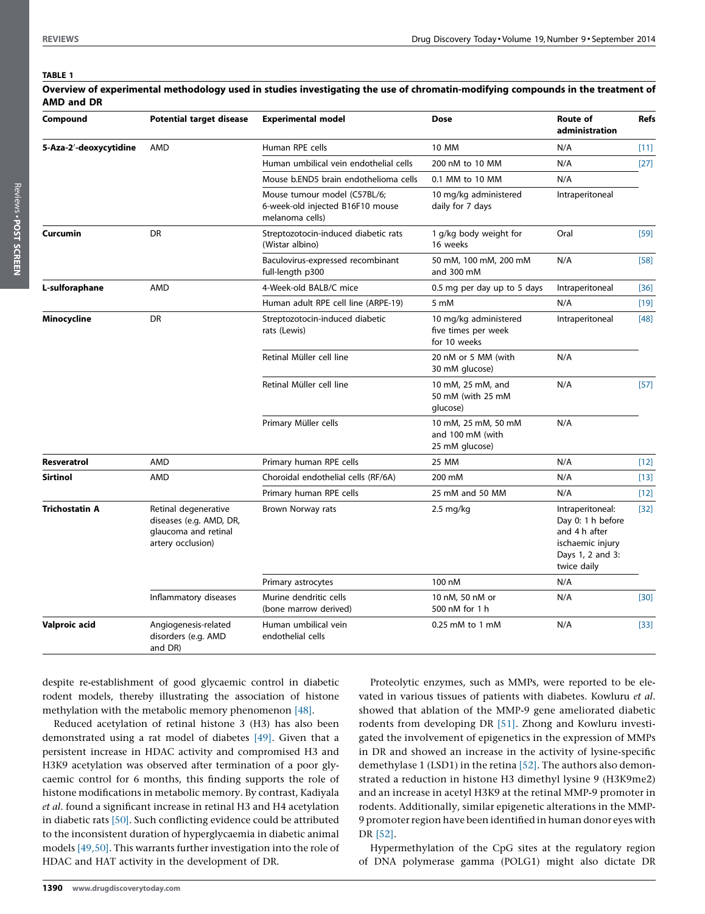**TABLE 1**

**Overview of experimental methodology used in studies investigating the use of chromatin-modifying compounds in the treatment of AMD and DR**

| Compound | Potential target disease | Experimental model | Dose | Route of administration | Refs |
|---|---|---|---|---|---|
| **5-Aza-2′-deoxycytidine** | AMD | Human RPE cells | 10 MM | N/A | [11] |
| | | Human umbilical vein endothelial cells | 200 nM to 10 MM | N/A | [27] |
| | | Mouse b.END5 brain endothelioma cells | 0.1 MM to 10 MM | N/A | |
| | | Mouse tumour model (C57BL/6; 6-week-old injected B16F10 mouse melanoma cells) | 10 mg/kg administered daily for 7 days | Intraperitoneal | |
| **Curcumin** | DR | Streptozotocin-induced diabetic rats (Wistar albino) | 1 g/kg body weight for 16 weeks | Oral | [59] |
| | | Baculovirus-expressed recombinant full-length p300 | 50 mM, 100 mM, 200 mM and 300 mM | N/A | [58] |
| **L-sulforaphane** | AMD | 4-Week-old BALB/C mice | 0.5 mg per day up to 5 days | Intraperitoneal | [36] |
| | | Human adult RPE cell line (ARPE-19) | 5 mM | N/A | [19] |
| **Minocycline** | DR | Streptozotocin-induced diabetic rats (Lewis) | 10 mg/kg administered five times per week for 10 weeks | Intraperitoneal | [48] |
| | | Retinal Müller cell line | 20 nM or 5 MM (with 30 mM glucose) | N/A | |
| | | Retinal Müller cell line | 10 mM, 25 mM, and 50 mM (with 25 mM glucose) | N/A | [57] |
| | | Primary Müller cells | 10 mM, 25 mM, 50 mM and 100 mM (with 25 mM glucose) | N/A | |
| **Resveratrol** | AMD | Primary human RPE cells | 25 MM | N/A | [12] |
| **Sirtinol** | AMD | Choroidal endothelial cells (RF/6A) | 200 mM | N/A | [13] |
| | | Primary human RPE cells | 25 mM and 50 MM | N/A | [12] |
| **Trichostatin A** | Retinal degenerative diseases (e.g. AMD, DR, glaucoma and retinal artery occlusion) | Brown Norway rats | 2.5 mg/kg | Intraperitoneal: Day 0: 1 h before and 4 h after ischaemic injury Days 1, 2 and 3: twice daily | [32] |
| | | Primary astrocytes | 100 nM | N/A | |
| | Inflammatory diseases | Murine dendritic cells (bone marrow derived) | 10 nM, 50 nM or 500 nM for 1 h | N/A | [30] |
| **Valproic acid** | Angiogenesis-related disorders (e.g. AMD and DR) | Human umbilical vein endothelial cells | 0.25 mM to 1 mM | N/A | [33] |

despite re-establishment of good glycaemic control in diabetic rodent models, thereby illustrating the association of histone methylation with the metabolic memory phenomenon [48].

Reduced acetylation of retinal histone 3 (H3) has also been demonstrated using a rat model of diabetes [49]. Given that a persistent increase in HDAC activity and compromised H3 and H3K9 acetylation was observed after termination of a poor glycaemic control for 6 months, this finding supports the role of histone modifications in metabolic memory. By contrast, Kadiyala *et al*. found a significant increase in retinal H3 and H4 acetylation in diabetic rats [50]. Such conflicting evidence could be attributed to the inconsistent duration of hyperglycaemia in diabetic animal models [49,50]. This warrants further investigation into the role of HDAC and HAT activity in the development of DR.

Proteolytic enzymes, such as MMPs, were reported to be elevated in various tissues of patients with diabetes. Kowluru *et al*. showed that ablation of the MMP-9 gene ameliorated diabetic rodents from developing DR [51]. Zhong and Kowluru investigated the involvement of epigenetics in the expression of MMPs in DR and showed an increase in the activity of lysine-specific demethylase 1 (LSD1) in the retina [52]. The authors also demonstrated a reduction in histone H3 dimethyl lysine 9 (H3K9me2) and an increase in acetyl H3K9 at the retinal MMP-9 promoter in rodents. Additionally, similar epigenetic alterations in the MMP-9 promoter region have been identified in human donor eyes with DR [52].

Hypermethylation of the CpG sites at the regulatory region of DNA polymerase gamma (POLG1) might also dictate DR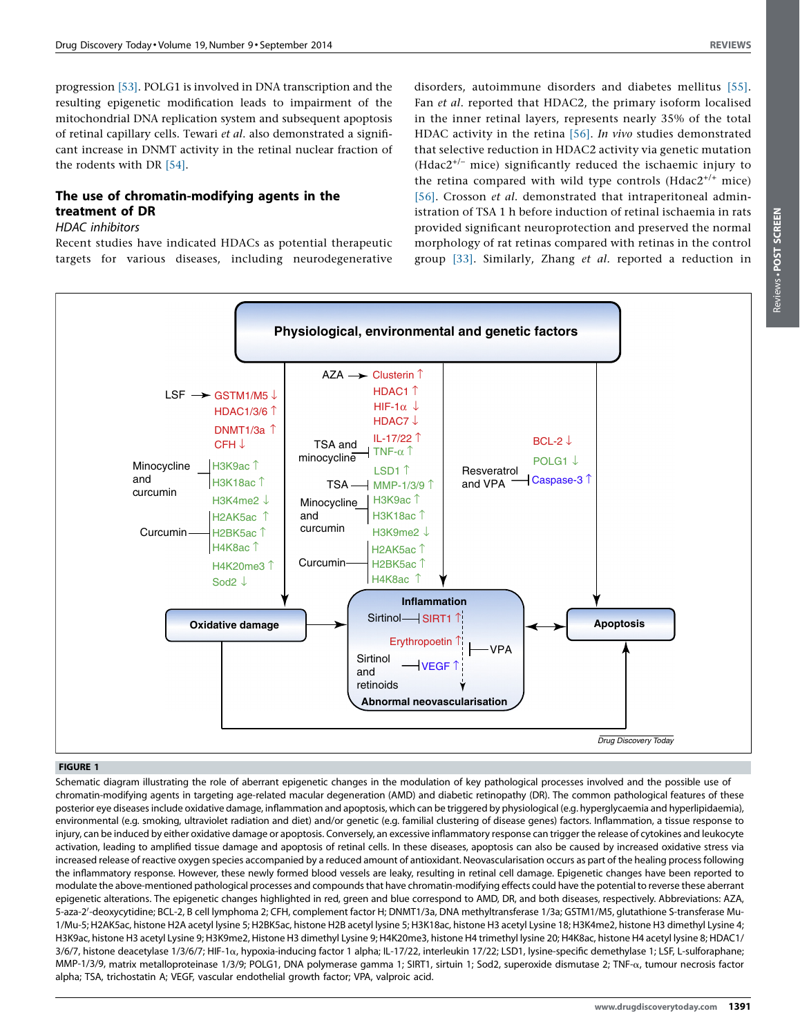progression [53]. POLG1 is involved in DNA transcription and the resulting epigenetic modification leads to impairment of the mitochondrial DNA replication system and subsequent apoptosis of retinal capillary cells. Tewari *et al.* also demonstrated a significant increase in DNMT activity in the retinal nuclear fraction of the rodents with DR [54].

## The use of chromatin-modifying agents in the treatment of DR

### *HDAC inhibitors*

Recent studies have indicated HDACs as potential therapeutic targets for various diseases, including neurodegenerative disorders, autoimmune disorders and diabetes mellitus [55]. Fan *et al.* reported that HDAC2, the primary isoform localised in the inner retinal layers, represents nearly 35% of the total HDAC activity in the retina [56]. *In vivo* studies demonstrated that selective reduction in HDAC2 activity via genetic mutation (Hdac2$^{+/-}$ mice) significantly reduced the ischaemic injury to the retina compared with wild type controls (Hdac2$^{+/+}$ mice) [56]. Crosson *et al.* demonstrated that intraperitoneal administration of TSA 1 h before induction of retinal ischaemia in rats provided significant neuroprotection and preserved the normal morphology of rat retinas compared with retinas in the control group [33]. Similarly, Zhang *et al.* reported a reduction in

**FIGURE 1**

Schematic diagram illustrating the role of aberrant epigenetic changes in the modulation of key pathological processes involved and the possible use of chromatin-modifying agents in targeting age-related macular degeneration (AMD) and diabetic retinopathy (DR). The common pathological features of these posterior eye diseases include oxidative damage, inflammation and apoptosis, which can be triggered by physiological (e.g. hyperglycaemia and hyperlipidaemia), environmental (e.g. smoking, ultraviolet radiation and diet) and/or genetic (e.g. familial clustering of disease genes) factors. Inflammation, a tissue response to injury, can be induced by either oxidative damage or apoptosis. Conversely, an excessive inflammatory response can trigger the release of cytokines and leukocyte activation, leading to amplified tissue damage and apoptosis of retinal cells. In these diseases, apoptosis can also be caused by increased oxidative stress via increased release of reactive oxygen species accompanied by a reduced amount of antioxidant. Neovascularisation occurs as part of the healing process following the inflammatory response. However, these newly formed blood vessels are leaky, resulting in retinal cell damage. Epigenetic changes have been reported to modulate the above-mentioned pathological processes and compounds that have chromatin-modifying effects could have the potential to reverse these aberrant epigenetic alterations. The epigenetic changes highlighted in red, green and blue correspond to AMD, DR, and both diseases, respectively. Abbreviations: AZA, 5-aza-2′-deoxycytidine; BCL-2, B cell lymphoma 2; CFH, complement factor H; DNMT1/3a, DNA methyltransferase 1/3a; GSTM1/M5, glutathione S-transferase Mu-1/Mu-5; H2AK5ac, histone H2A acetyl lysine 5; H2BK5ac, histone H2B acetyl lysine 5; H3K18ac, histone H3 acetyl Lysine 18; H3K4me2, histone H3 dimethyl Lysine 4; H3K9ac, histone H3 acetyl Lysine 9; H3K9me2, Histone H3 dimethyl Lysine 9; H4K20me3, histone H4 trimethyl lysine 20; H4K8ac, histone H4 acetyl lysine 8; HDAC1/3/6/7, histone deacetylase 1/3/6/7; HIF-1α, hypoxia-inducing factor 1 alpha; IL-17/22, interleukin 17/22; LSD1, lysine-specific demethylase 1; LSF, L-sulforaphane; MMP-1/3/9, matrix metalloproteinase 1/3/9; POLG1, DNA polymerase gamma 1; SIRT1, sirtuin 1; Sod2, superoxide dismutase 2; TNF-α, tumour necrosis factor alpha; TSA, trichostatin A; VEGF, vascular endothelial growth factor; VPA, valproic acid.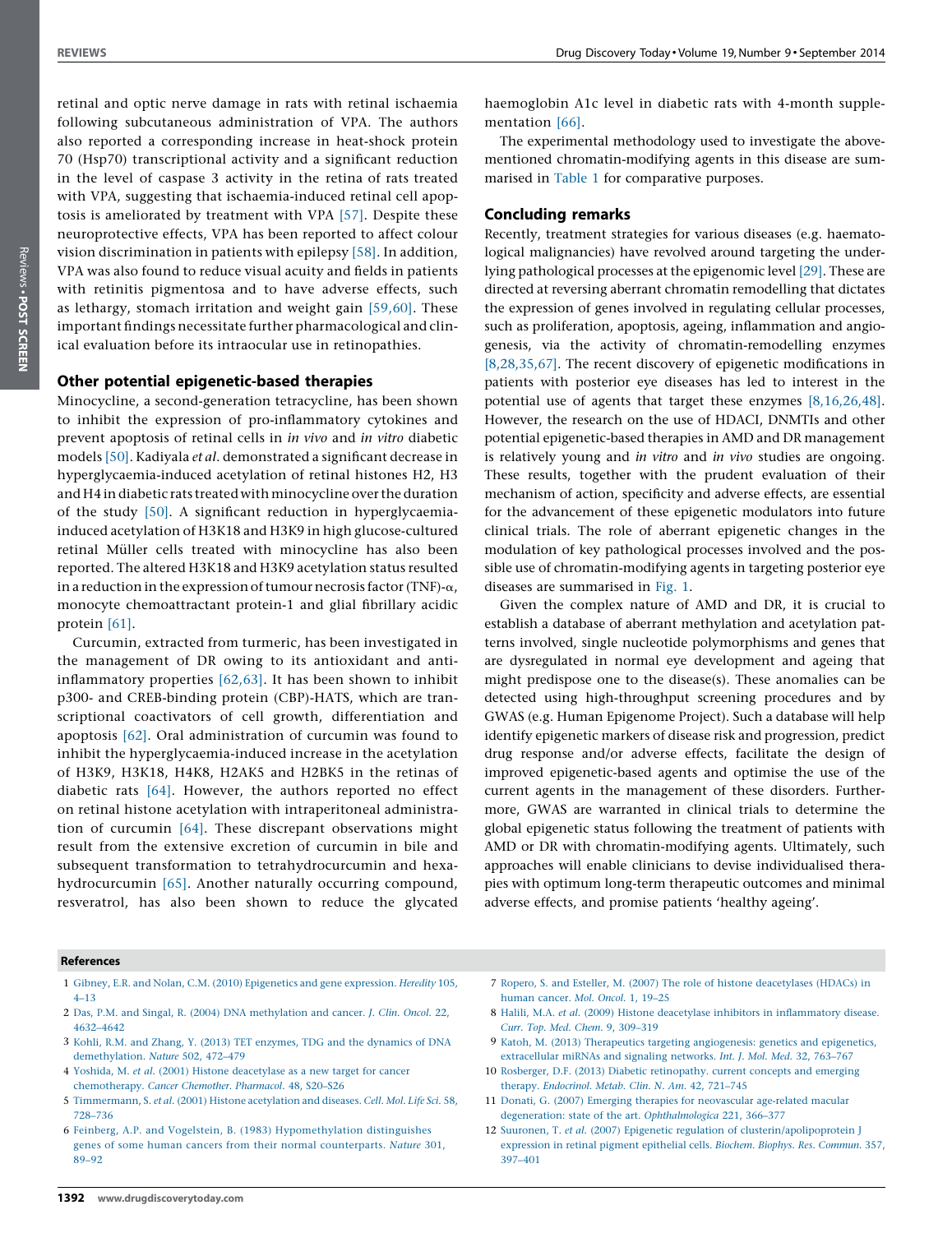retinal and optic nerve damage in rats with retinal ischaemia following subcutaneous administration of VPA. The authors also reported a corresponding increase in heat-shock protein 70 (Hsp70) transcriptional activity and a significant reduction in the level of caspase 3 activity in the retina of rats treated with VPA, suggesting that ischaemia-induced retinal cell apoptosis is ameliorated by treatment with VPA [57]. Despite these neuroprotective effects, VPA has been reported to affect colour vision discrimination in patients with epilepsy [58]. In addition, VPA was also found to reduce visual acuity and fields in patients with retinitis pigmentosa and to have adverse effects, such as lethargy, stomach irritation and weight gain [59,60]. These important findings necessitate further pharmacological and clinical evaluation before its intraocular use in retinopathies.

## Other potential epigenetic-based therapies

Minocycline, a second-generation tetracycline, has been shown to inhibit the expression of pro-inflammatory cytokines and prevent apoptosis of retinal cells in *in vivo* and *in vitro* diabetic models [50]. Kadiyala *et al.* demonstrated a significant decrease in hyperglycaemia-induced acetylation of retinal histones H2, H3 and H4 in diabetic rats treated with minocycline over the duration of the study [50]. A significant reduction in hyperglycaemia-induced acetylation of H3K18 and H3K9 in high glucose-cultured retinal Müller cells treated with minocycline has also been reported. The altered H3K18 and H3K9 acetylation status resulted in a reduction in the expression of tumour necrosis factor (TNF)-$\alpha$, monocyte chemoattractant protein-1 and glial fibrillary acidic protein [61].

Curcumin, extracted from turmeric, has been investigated in the management of DR owing to its antioxidant and anti-inflammatory properties [62,63]. It has been shown to inhibit p300- and CREB-binding protein (CBP)-HATS, which are transcriptional coactivators of cell growth, differentiation and apoptosis [62]. Oral administration of curcumin was found to inhibit the hyperglycaemia-induced increase in the acetylation of H3K9, H3K18, H4K8, H2AK5 and H2BK5 in the retinas of diabetic rats [64]. However, the authors reported no effect on retinal histone acetylation with intraperitoneal administration of curcumin [64]. These discrepant observations might result from the extensive excretion of curcumin in bile and subsequent transformation to tetrahydrocurcumin and hexahydrocurcumin [65]. Another naturally occurring compound, resveratrol, has also been shown to reduce the glycated haemoglobin A1c level in diabetic rats with 4-month supplementation [66].

The experimental methodology used to investigate the above-mentioned chromatin-modifying agents in this disease are summarised in Table 1 for comparative purposes.

## Concluding remarks

Recently, treatment strategies for various diseases (e.g. haematological malignancies) have revolved around targeting the underlying pathological processes at the epigenomic level [29]. These are directed at reversing aberrant chromatin remodelling that dictates the expression of genes involved in regulating cellular processes, such as proliferation, apoptosis, ageing, inflammation and angiogenesis, via the activity of chromatin-remodelling enzymes [8,28,35,67]. The recent discovery of epigenetic modifications in patients with posterior eye diseases has led to interest in the potential use of agents that target these enzymes [8,16,26,48]. However, the research on the use of HDACI, DNMTIs and other potential epigenetic-based therapies in AMD and DR management is relatively young and *in vitro* and *in vivo* studies are ongoing. These results, together with the prudent evaluation of their mechanism of action, specificity and adverse effects, are essential for the advancement of these epigenetic modulators into future clinical trials. The role of aberrant epigenetic changes in the modulation of key pathological processes involved and the possible use of chromatin-modifying agents in targeting posterior eye diseases are summarised in Fig. 1.

Given the complex nature of AMD and DR, it is crucial to establish a database of aberrant methylation and acetylation patterns involved, single nucleotide polymorphisms and genes that are dysregulated in normal eye development and ageing that might predispose one to the disease(s). These anomalies can be detected using high-throughput screening procedures and by GWAS (e.g. Human Epigenome Project). Such a database will help identify epigenetic markers of disease risk and progression, predict drug response and/or adverse effects, facilitate the design of improved epigenetic-based agents and optimise the use of the current agents in the management of these disorders. Furthermore, GWAS are warranted in clinical trials to determine the global epigenetic status following the treatment of patients with AMD or DR with chromatin-modifying agents. Ultimately, such approaches will enable clinicians to devise individualised therapies with optimum long-term therapeutic outcomes and minimal adverse effects, and promise patients 'healthy ageing'.

## References

1 Gibney, E.R. and Nolan, C.M. (2010) Epigenetics and gene expression. *Heredity* 105, 4–13

2 Das, P.M. and Singal, R. (2004) DNA methylation and cancer. *J. Clin. Oncol.* 22, 4632–4642

3 Kohli, R.M. and Zhang, Y. (2013) TET enzymes, TDG and the dynamics of DNA demethylation. *Nature* 502, 472–479

4 Yoshida, M. *et al.* (2001) Histone deacetylase as a new target for cancer chemotherapy. *Cancer Chemother. Pharmacol.* 48, S20–S26

5 Timmermann, S. *et al.* (2001) Histone acetylation and diseases. *Cell. Mol. Life Sci.* 58, 728–736

6 Feinberg, A.P. and Vogelstein, B. (1983) Hypomethylation distinguishes genes of some human cancers from their normal counterparts. *Nature* 301, 89–92

7 Ropero, S. and Esteller, M. (2007) The role of histone deacetylases (HDACs) in human cancer. *Mol. Oncol.* 1, 19–25

8 Halili, M.A. *et al.* (2009) Histone deacetylase inhibitors in inflammatory disease. *Curr. Top. Med. Chem.* 9, 309–319

9 Katoh, M. (2013) Therapeutics targeting angiogenesis: genetics and epigenetics, extracellular miRNAs and signaling networks. *Int. J. Mol. Med.* 32, 763–767

10 Rosberger, D.F. (2013) Diabetic retinopathy. current concepts and emerging therapy. *Endocrinol. Metab. Clin. N. Am.* 42, 721–745

11 Donati, G. (2007) Emerging therapies for neovascular age-related macular degeneration: state of the art. *Ophthalmologica* 221, 366–377

12 Suuronen, T. *et al.* (2007) Epigenetic regulation of clusterin/apolipoprotein J expression in retinal pigment epithelial cells. *Biochem. Biophys. Res. Commun.* 357, 397–401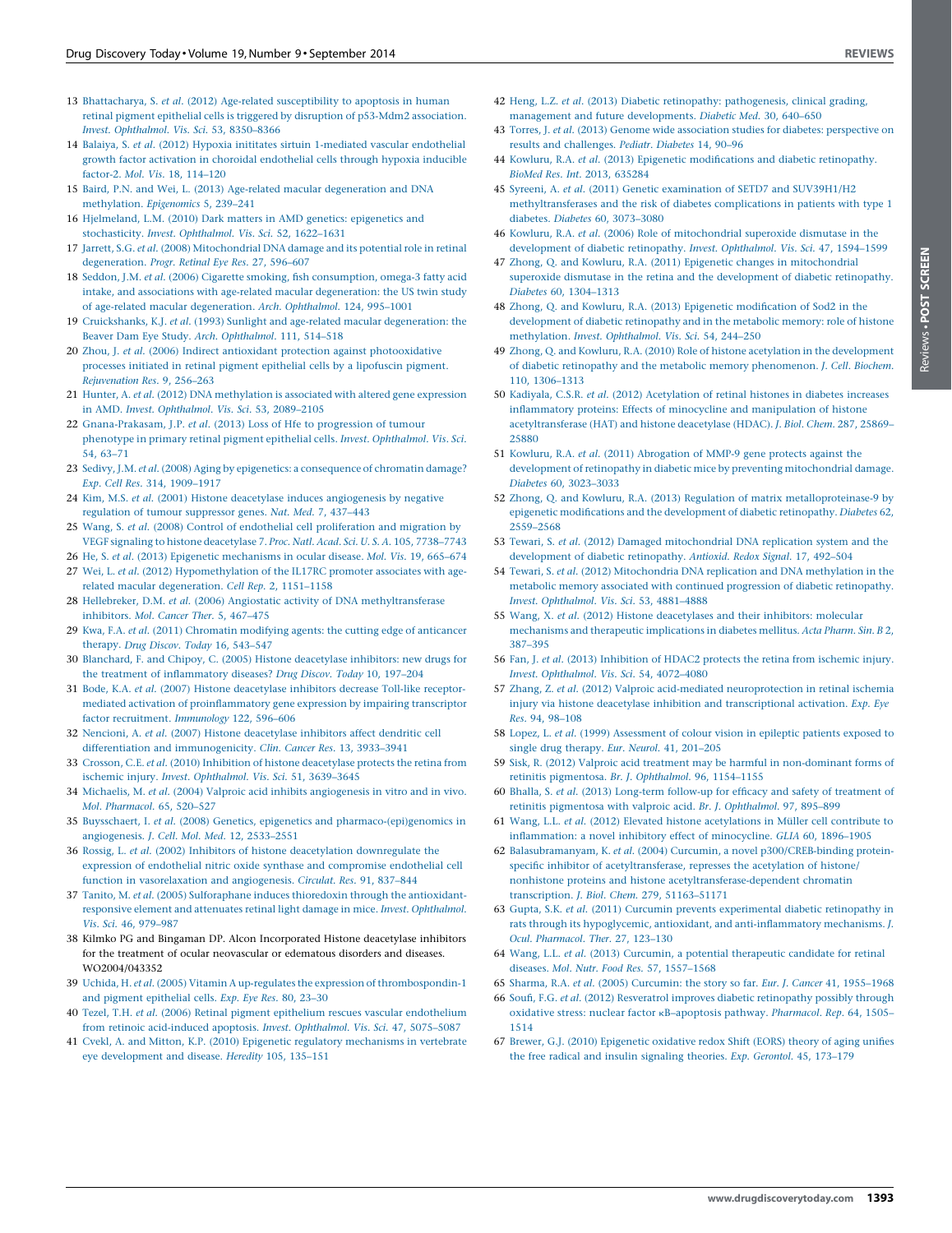13 Bhattacharya, S. *et al.* (2012) Age-related susceptibility to apoptosis in human retinal pigment epithelial cells is triggered by disruption of p53-Mdm2 association. *Invest. Ophthalmol. Vis. Sci.* 53, 8350–8366

14 Balaiya, S. *et al.* (2012) Hypoxia inititates sirtuin 1-mediated vascular endothelial growth factor activation in choroidal endothelial cells through hypoxia inducible factor-2. *Mol. Vis.* 18, 114–120

15 Baird, P.N. and Wei, L. (2013) Age-related macular degeneration and DNA methylation. *Epigenomics* 5, 239–241

16 Hjelmeland, L.M. (2010) Dark matters in AMD genetics: epigenetics and stochasticity. *Invest. Ophthalmol. Vis. Sci.* 52, 1622–1631

17 Jarrett, S.G. *et al.* (2008) Mitochondrial DNA damage and its potential role in retinal degeneration. *Progr. Retinal Eye Res.* 27, 596–607

18 Seddon, J.M. *et al.* (2006) Cigarette smoking, fish consumption, omega-3 fatty acid intake, and associations with age-related macular degeneration: the US twin study of age-related macular degeneration. *Arch. Ophthalmol.* 124, 995–1001

19 Cruickshanks, K.J. *et al.* (1993) Sunlight and age-related macular degeneration: the Beaver Dam Eye Study. *Arch. Ophthalmol.* 111, 514–518

20 Zhou, J. *et al.* (2006) Indirect antioxidant protection against photooxidative processes initiated in retinal pigment epithelial cells by a lipofuscin pigment. *Rejuvenation Res.* 9, 256–263

21 Hunter, A. *et al.* (2012) DNA methylation is associated with altered gene expression in AMD. *Invest. Ophthalmol. Vis. Sci.* 53, 2089–2105

22 Gnana-Prakasam, J.P. *et al.* (2013) Loss of Hfe to progression of tumour phenotype in primary retinal pigment epithelial cells. *Invest. Ophthalmol. Vis. Sci.* 54, 63–71

23 Sedivy, J.M. *et al.* (2008) Aging by epigenetics: a consequence of chromatin damage? *Exp. Cell Res.* 314, 1909–1917

24 Kim, M.S. *et al.* (2001) Histone deacetylase induces angiogenesis by negative regulation of tumour suppressor genes. *Nat. Med.* 7, 437–443

25 Wang, S. *et al.* (2008) Control of endothelial cell proliferation and migration by VEGF signaling to histone deacetylase 7. *Proc. Natl. Acad. Sci. U. S. A.* 105, 7738–7743

26 He, S. *et al.* (2013) Epigenetic mechanisms in ocular disease. *Mol. Vis.* 19, 665–674

27 Wei, L. *et al.* (2012) Hypomethylation of the IL17RC promoter associates with age-related macular degeneration. *Cell Rep.* 2, 1151–1158

28 Hellebreker, D.M. *et al.* (2006) Angiostatic activity of DNA methyltransferase inhibitors. *Mol. Cancer Ther.* 5, 467–475

29 Kwa, F.A. *et al.* (2011) Chromatin modifying agents: the cutting edge of anticancer therapy. *Drug Discov. Today* 16, 543–547

30 Blanchard, F. and Chipoy, C. (2005) Histone deacetylase inhibitors: new drugs for the treatment of inflammatory diseases? *Drug Discov. Today* 10, 197–204

31 Bode, K.A. *et al.* (2007) Histone deacetylase inhibitors decrease Toll-like receptor-mediated activation of proinflammatory gene expression by impairing transcriptor factor recruitment. *Immunology* 122, 596–606

32 Nencioni, A. *et al.* (2007) Histone deacetylase inhibitors affect dendritic cell differentiation and immunogenicity. *Clin. Cancer Res.* 13, 3933–3941

33 Crosson, C.E. *et al.* (2010) Inhibition of histone deacetylase protects the retina from ischemic injury. *Invest. Ophthalmol. Vis. Sci.* 51, 3639–3645

34 Michaelis, M. *et al.* (2004) Valproic acid inhibits angiogenesis in vitro and in vivo. *Mol. Pharmacol.* 65, 520–527

35 Buysschaert, I. *et al.* (2008) Genetics, epigenetics and pharmaco-(epi)genomics in angiogenesis. *J. Cell. Mol. Med.* 12, 2533–2551

36 Rossig, L. *et al.* (2002) Inhibitors of histone deacetylation downregulate the expression of endothelial nitric oxide synthase and compromise endothelial cell function in vasorelaxation and angiogenesis. *Circulat. Res.* 91, 837–844

37 Tanito, M. *et al.* (2005) Sulforaphane induces thioredoxin through the antioxidant-responsive element and attenuates retinal light damage in mice. *Invest. Ophthalmol. Vis. Sci.* 46, 979–987

38 Kilmko PG and Bingaman DP. Alcon Incorporated Histone deacetylase inhibitors for the treatment of ocular neovascular or edematous disorders and diseases. WO2004/043352

39 Uchida, H. *et al.* (2005) Vitamin A up-regulates the expression of thrombospondin-1 and pigment epithelial cells. *Exp. Eye Res.* 80, 23–30

40 Tezel, T.H. *et al.* (2006) Retinal pigment epithelium rescues vascular endothelium from retinoic acid-induced apoptosis. *Invest. Ophthalmol. Vis. Sci.* 47, 5075–5087

41 Cvekl, A. and Mitton, K.P. (2010) Epigenetic regulatory mechanisms in vertebrate eye development and disease. *Heredity* 105, 135–151

42 Heng, L.Z. *et al.* (2013) Diabetic retinopathy: pathogenesis, clinical grading, management and future developments. *Diabetic Med.* 30, 640–650

43 Torres, J. *et al.* (2013) Genome wide association studies for diabetes: perspective on results and challenges. *Pediatr. Diabetes* 14, 90–96

44 Kowluru, R.A. *et al.* (2013) Epigenetic modifications and diabetic retinopathy. *BioMed Res. Int.* 2013, 635284

45 Syreeni, A. *et al.* (2011) Genetic examination of SETD7 and SUV39H1/H2 methyltransferases and the risk of diabetes complications in patients with type 1 diabetes. *Diabetes* 60, 3073–3080

46 Kowluru, R.A. *et al.* (2006) Role of mitochondrial superoxide dismutase in the development of diabetic retinopathy. *Invest. Ophthalmol. Vis. Sci.* 47, 1594–1599

47 Zhong, Q. and Kowluru, R.A. (2011) Epigenetic changes in mitochondrial superoxide dismutase in the retina and the development of diabetic retinopathy. *Diabetes* 60, 1304–1313

48 Zhong, Q. and Kowluru, R.A. (2013) Epigenetic modification of Sod2 in the development of diabetic retinopathy and in the metabolic memory: role of histone methylation. *Invest. Ophthalmol. Vis. Sci.* 54, 244–250

49 Zhong, Q. and Kowluru, R.A. (2010) Role of histone acetylation in the development of diabetic retinopathy and the metabolic memory phenomenon. *J. Cell. Biochem.* 110, 1306–1313

50 Kadiyala, C.S.R. *et al.* (2012) Acetylation of retinal histones in diabetes increases inflammatory proteins: Effects of minocycline and manipulation of histone acetyltransferase (HAT) and histone deacetylase (HDAC). *J. Biol. Chem.* 287, 25869–25880

51 Kowluru, R.A. *et al.* (2011) Abrogation of MMP-9 gene protects against the development of retinopathy in diabetic mice by preventing mitochondrial damage. *Diabetes* 60, 3023–3033

52 Zhong, Q. and Kowluru, R.A. (2013) Regulation of matrix metalloproteinase-9 by epigenetic modifications and the development of diabetic retinopathy. *Diabetes* 62, 2559–2568

53 Tewari, S. *et al.* (2012) Damaged mitochondrial DNA replication system and the development of diabetic retinopathy. *Antioxid. Redox Signal.* 17, 492–504

54 Tewari, S. *et al.* (2012) Mitochondria DNA replication and DNA methylation in the metabolic memory associated with continued progression of diabetic retinopathy. *Invest. Ophthalmol. Vis. Sci.* 53, 4881–4888

55 Wang, X. *et al.* (2012) Histone deacetylases and their inhibitors: molecular mechanisms and therapeutic implications in diabetes mellitus. *Acta Pharm. Sin. B* 2, 387–395

56 Fan, J. *et al.* (2013) Inhibition of HDAC2 protects the retina from ischemic injury. *Invest. Ophthalmol. Vis. Sci.* 54, 4072–4080

57 Zhang, Z. *et al.* (2012) Valproic acid-mediated neuroprotection in retinal ischemia injury via histone deacetylase inhibition and transcriptional activation. *Exp. Eye Res.* 94, 98–108

58 Lopez, L. *et al.* (1999) Assessment of colour vision in epileptic patients exposed to single drug therapy. *Eur. Neurol.* 41, 201–205

59 Sisk, R. (2012) Valproic acid treatment may be harmful in non-dominant forms of retinitis pigmentosa. *Br. J. Ophthalmol.* 96, 1154–1155

60 Bhalla, S. *et al.* (2013) Long-term follow-up for efficacy and safety of treatment of retinitis pigmentosa with valproic acid. *Br. J. Ophthalmol.* 97, 895–899

61 Wang, L.L. *et al.* (2012) Elevated histone acetylations in Müller cell contribute to inflammation: a novel inhibitory effect of minocycline. *GLIA* 60, 1896–1905

62 Balasubramanyam, K. *et al.* (2004) Curcumin, a novel p300/CREB-binding protein-specific inhibitor of acetyltransferase, represses the acetylation of histone/nonhistone proteins and histone acetyltransferase-dependent chromatin transcription. *J. Biol. Chem.* 279, 51163–51171

63 Gupta, S.K. *et al.* (2011) Curcumin prevents experimental diabetic retinopathy in rats through its hypoglycemic, antioxidant, and anti-inflammatory mechanisms. *J. Ocul. Pharmacol. Ther.* 27, 123–130

64 Wang, L.L. *et al.* (2013) Curcumin, a potential therapeutic candidate for retinal diseases. *Mol. Nutr. Food Res.* 57, 1557–1568

65 Sharma, R.A. *et al.* (2005) Curcumin: the story so far. *Eur. J. Cancer* 41, 1955–1968

66 Soufi, F.G. *et al.* (2012) Resveratrol improves diabetic retinopathy possibly through oxidative stress: nuclear factor κB–apoptosis pathway. *Pharmacol. Rep.* 64, 1505–1514

67 Brewer, G.J. (2010) Epigenetic oxidative redox Shift (EORS) theory of aging unifies the free radical and insulin signaling theories. *Exp. Gerontol.* 45, 173–179